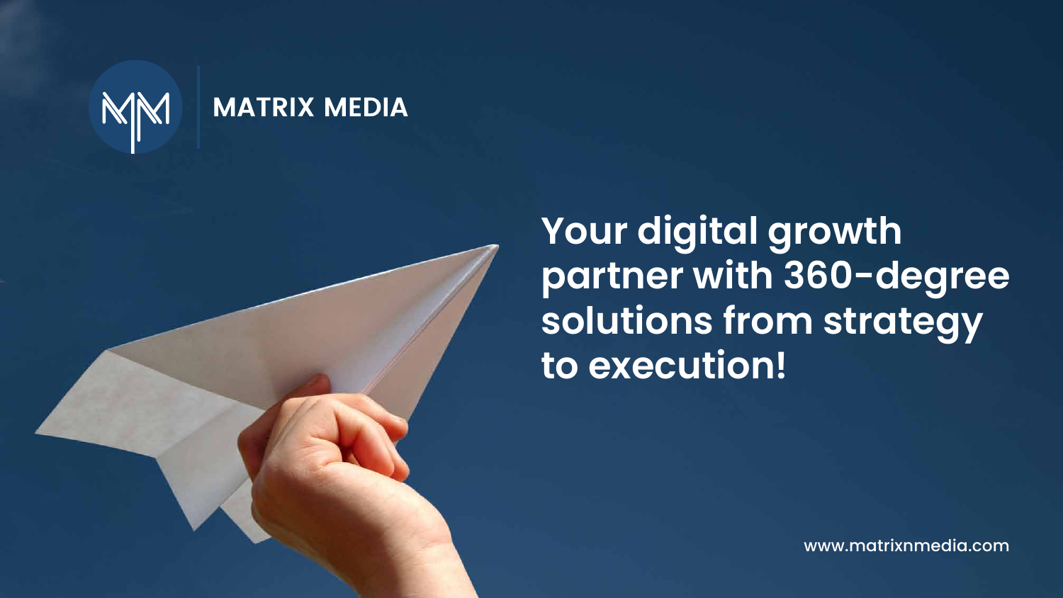# MATRIX MEDIA

## Your digital growth partner with 360-degree solutions from strategy to execution!

www.matrixnmedia.com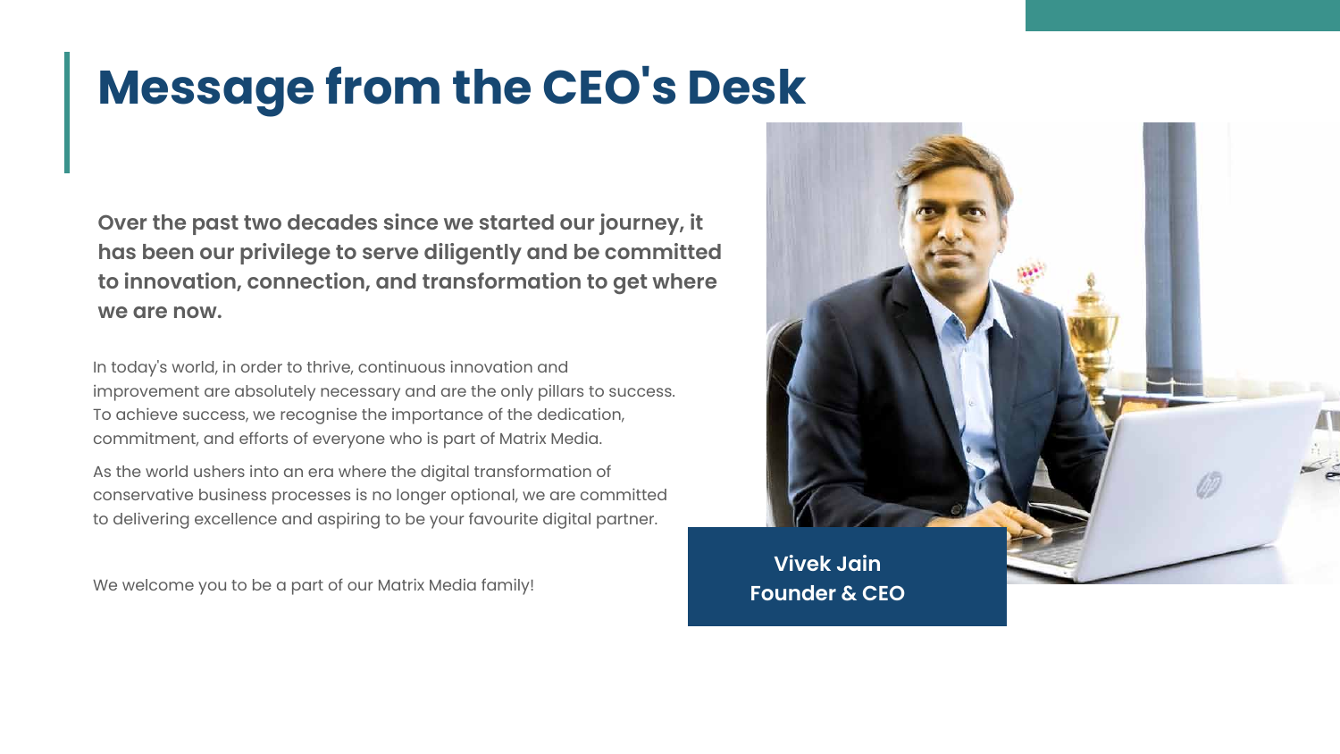# Message from the CEO's Desk

**Over the past two decades since we started our journey, it has been our privilege to serve diligently and be committed to innovation, connection, and transformation to get where we are now.**

In today's world, in order to thrive, continuous innovation and improvement are absolutely necessary and are the only pillars to success. To achieve success, we recognise the importance of the dedication, commitment, and efforts of everyone who is part of Matrix Media.

As the world ushers into an era where the digital transformation of conservative business processes is no longer optional, we are committed to delivering excellence and aspiring to be your favourite digital partner.

We welcome you to be a part of our Matrix Media family!

**Vivek Jain**
**Founder & CEO**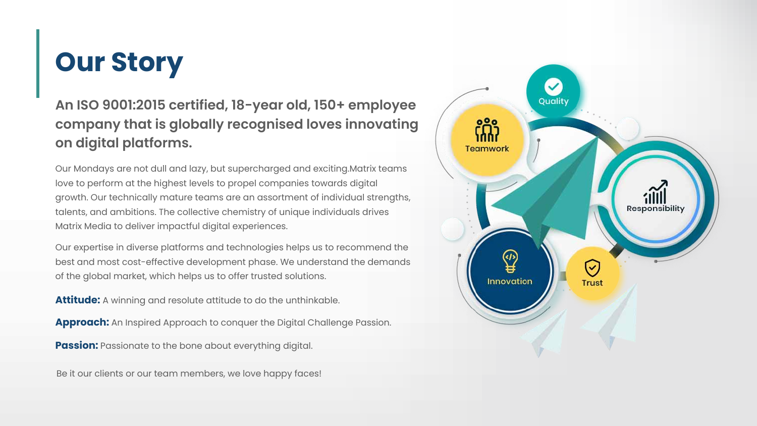# Our Story

## An ISO 9001:2015 certified, 18-year old, 150+ employee company that is globally recognised loves innovating on digital platforms.

Our Mondays are not dull and lazy, but supercharged and exciting.Matrix teams love to perform at the highest levels to propel companies towards digital growth. Our technically mature teams are an assortment of individual strengths, talents, and ambitions. The collective chemistry of unique individuals drives Matrix Media to deliver impactful digital experiences.

Our expertise in diverse platforms and technologies helps us to recommend the best and most cost-effective development phase. We understand the demands of the global market, which helps us to offer trusted solutions.

**Attitude:** A winning and resolute attitude to do the unthinkable.

**Approach:** An Inspired Approach to conquer the Digital Challenge Passion.

**Passion:** Passionate to the bone about everything digital.

Be it our clients or our team members, we love happy faces!

Quality

Teamwork

Responsibility

Innovation

Trust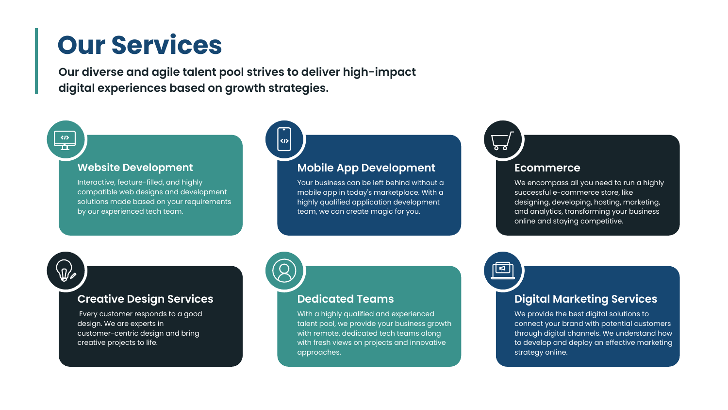# Our Services

**Our diverse and agile talent pool strives to deliver high-impact digital experiences based on growth strategies.**

### Website Development

Interactive, feature-filled, and highly compatible web designs and development solutions made based on your requirements by our experienced tech team.

### Mobile App Development

Your business can be left behind without a mobile app in today's marketplace. With a highly qualified application development team, we can create magic for you.

### Ecommerce

We encompass all you need to run a highly successful e-commerce store, like designing, developing, hosting, marketing, and analytics, transforming your business online and staying competitive.

### Creative Design Services

Every customer responds to a good design. We are experts in customer-centric design and bring creative projects to life.

### Dedicated Teams

With a highly qualified and experienced talent pool, we provide your business growth with remote, dedicated tech teams along with fresh views on projects and innovative approaches.

### Digital Marketing Services

We provide the best digital solutions to connect your brand with potential customers through digital channels. We understand how to develop and deploy an effective marketing strategy online.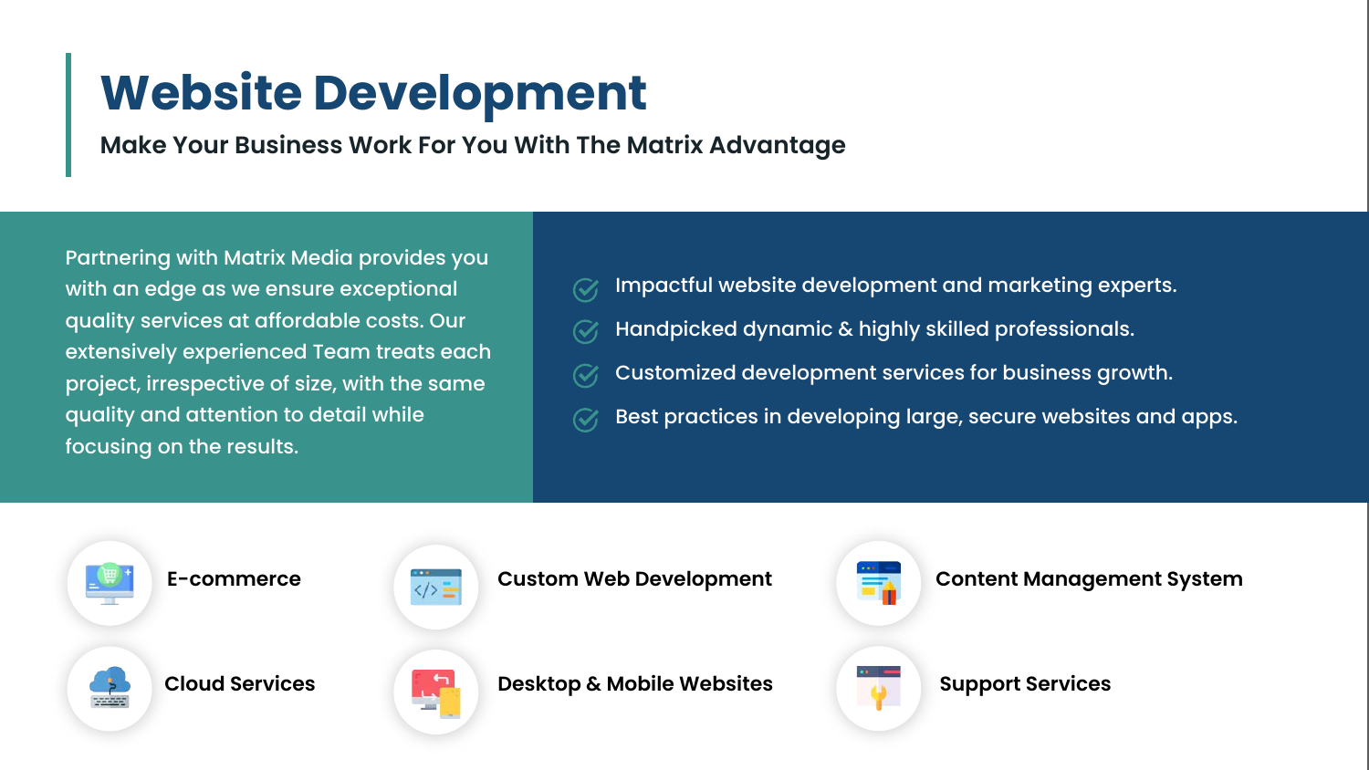# Website Development

**Make Your Business Work For You With The Matrix Advantage**

Partnering with Matrix Media provides you with an edge as we ensure exceptional quality services at affordable costs. Our extensively experienced Team treats each project, irrespective of size, with the same quality and attention to detail while focusing on the results.

- Impactful website development and marketing experts.
- Handpicked dynamic & highly skilled professionals.
- Customized development services for business growth.
- Best practices in developing large, secure websites and apps.

**E-commerce**

**Custom Web Development**

**Content Management System**

**Cloud Services**

**Desktop & Mobile Websites**

**Support Services**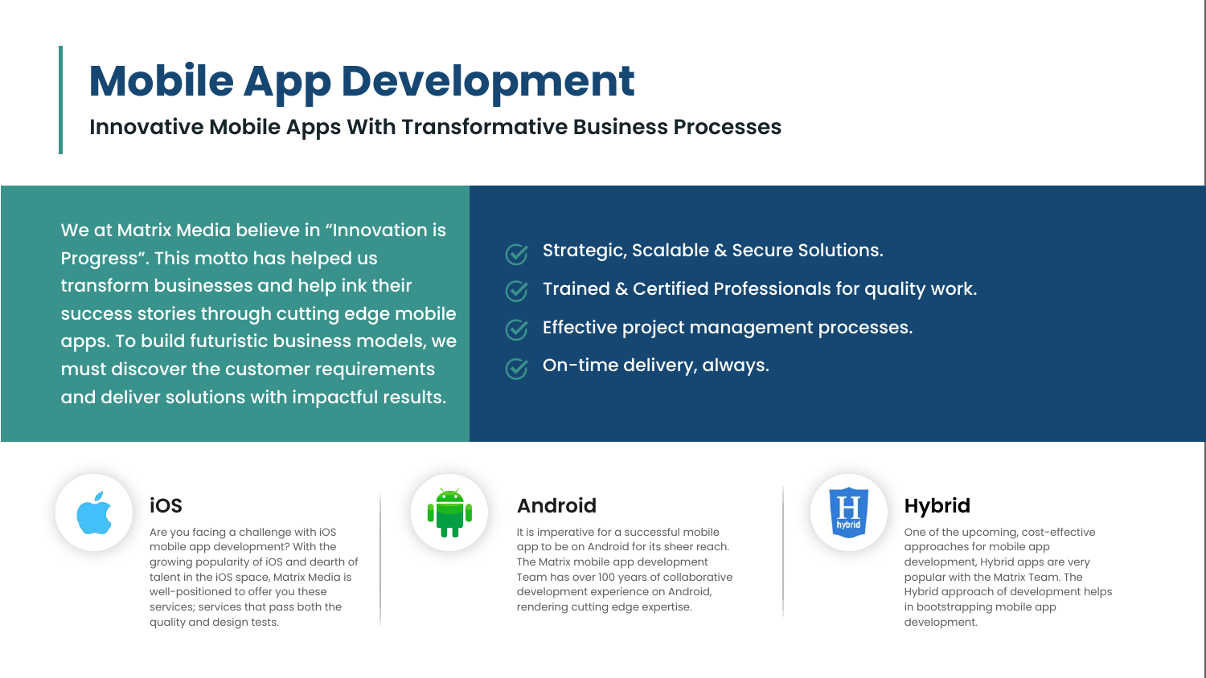# Mobile App Development

**Innovative Mobile Apps With Transformative Business Processes**

We at Matrix Media believe in "Innovation is Progress". This motto has helped us transform businesses and help ink their success stories through cutting edge mobile apps. To build futuristic business models, we must discover the customer requirements and deliver solutions with impactful results.

- Strategic, Scalable & Secure Solutions.
- Trained & Certified Professionals for quality work.
- Effective project management processes.
- On-time delivery, always.

## iOS

Are you facing a challenge with iOS mobile app development? With the growing popularity of iOS and dearth of talent in the iOS space, Matrix Media is well-positioned to offer you these services; services that pass both the quality and design tests.

## Android

It is imperative for a successful mobile app to be on Android for its sheer reach. The Matrix mobile app development Team has over 100 years of collaborative development experience on Android, rendering cutting edge expertise.

## Hybrid

One of the upcoming, cost-effective approaches for mobile app development, Hybrid apps are very popular with the Matrix Team. The Hybrid approach of development helps in bootstrapping mobile app development.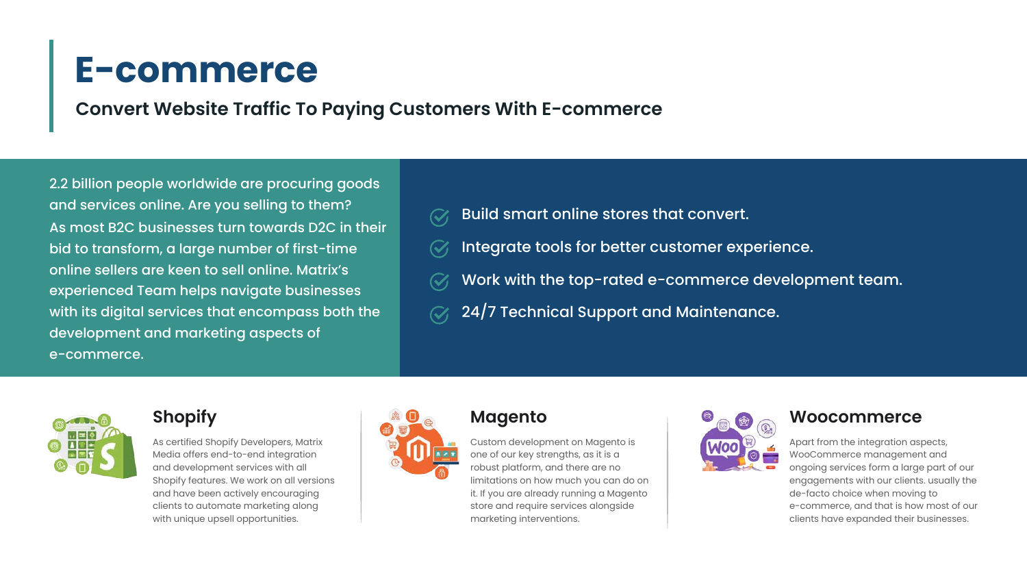# E-commerce

## Convert Website Traffic To Paying Customers With E-commerce

2.2 billion people worldwide are procuring goods and services online. Are you selling to them? As most B2C businesses turn towards D2C in their bid to transform, a large number of first-time online sellers are keen to sell online. Matrix's experienced Team helps navigate businesses with its digital services that encompass both the development and marketing aspects of e-commerce.

- Build smart online stores that convert.
- Integrate tools for better customer experience.
- Work with the top-rated e-commerce development team.
- 24/7 Technical Support and Maintenance.

### Shopify

As certified Shopify Developers, Matrix Media offers end-to-end integration and development services with all Shopify features. We work on all versions and have been actively encouraging clients to automate marketing along with unique upsell opportunities.

### Magento

Custom development on Magento is one of our key strengths, as it is a robust platform, and there are no limitations on how much you can do on it. If you are already running a Magento store and require services alongside marketing interventions.

### Woocommerce

Apart from the integration aspects, WooCommerce management and ongoing services form a large part of our engagements with our clients. usually the de-facto choice when moving to e-commerce, and that is how most of our clients have expanded their businesses.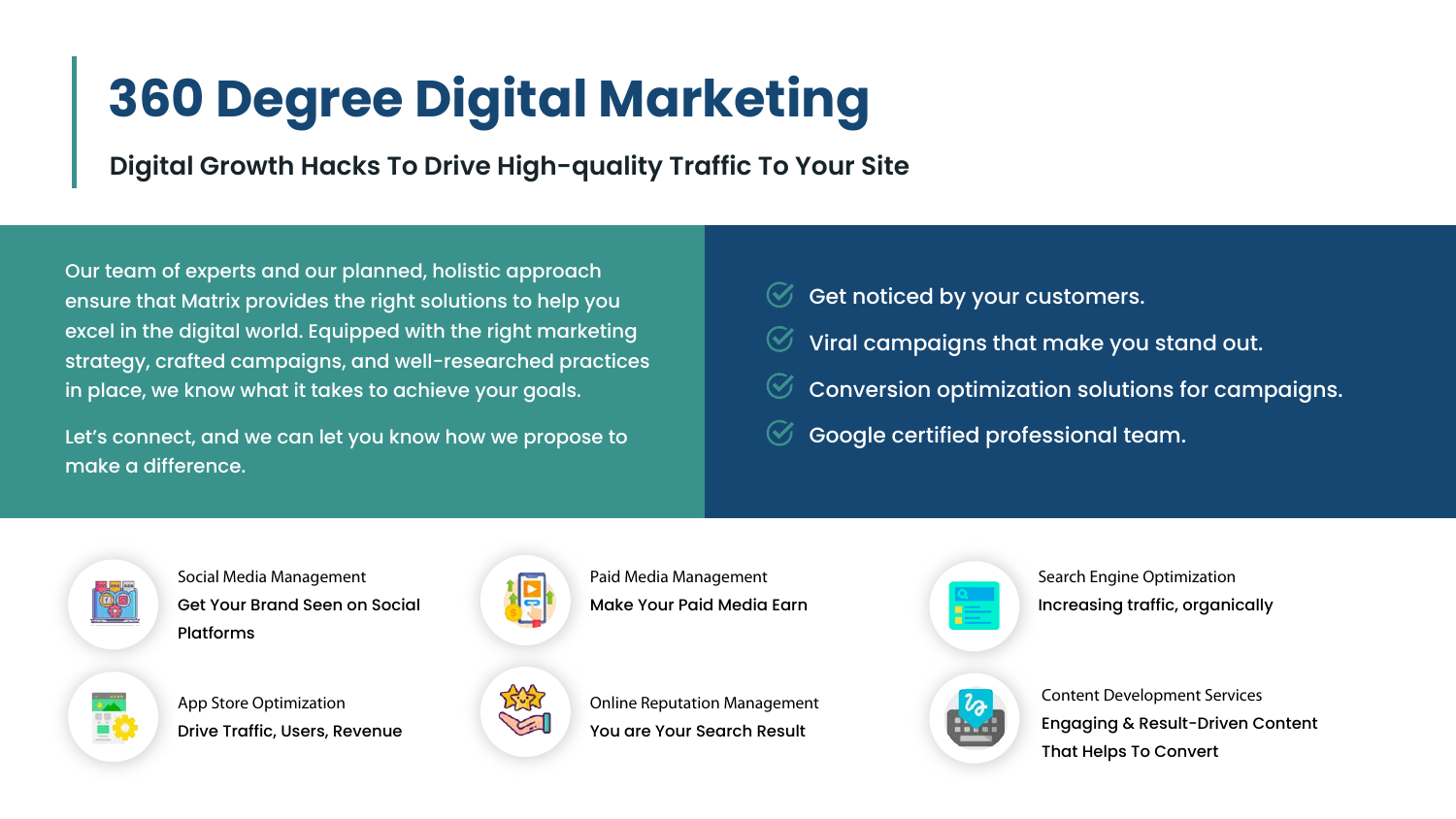# 360 Degree Digital Marketing

## Digital Growth Hacks To Drive High-quality Traffic To Your Site

Our team of experts and our planned, holistic approach ensure that Matrix provides the right solutions to help you excel in the digital world. Equipped with the right marketing strategy, crafted campaigns, and well-researched practices in place, we know what it takes to achieve your goals.

Let's connect, and we can let you know how we propose to make a difference.

- Get noticed by your customers.
- Viral campaigns that make you stand out.
- Conversion optimization solutions for campaigns.
- Google certified professional team.

Social Media Management
**Get Your Brand Seen on Social Platforms**

Paid Media Management
**Make Your Paid Media Earn**

Search Engine Optimization
**Increasing traffic, organically**

App Store Optimization
**Drive Traffic, Users, Revenue**

Online Reputation Management
**You are Your Search Result**

Content Development Services
**Engaging & Result-Driven Content That Helps To Convert**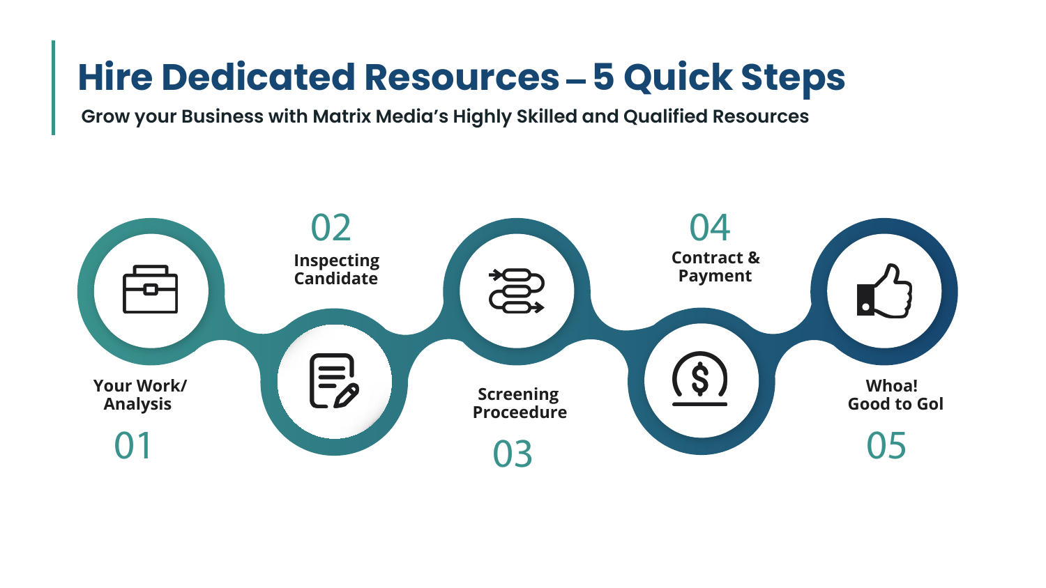# Hire Dedicated Resources – 5 Quick Steps

**Grow your Business with Matrix Media's Highly Skilled and Qualified Resources**

01 **Your Work/ Analysis**

02 **Inspecting Candidate**

03 **Screening Proceedure**

04 **Contract & Payment**

05 **Whoa! Good to Gol**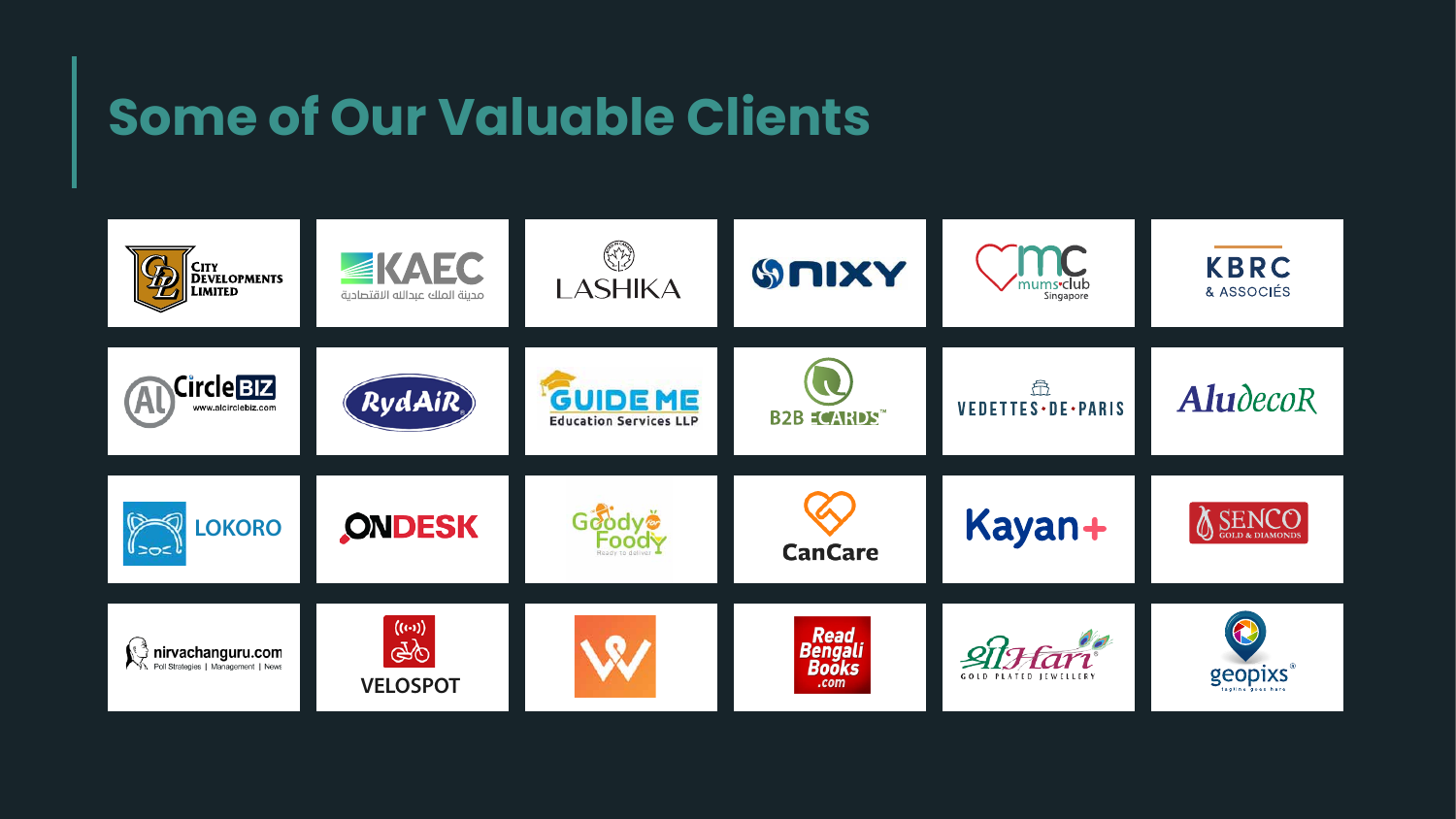# Some of Our Valuable Clients

City Developments Limited

KAEC
مدينة الملك عبدالله الاقتصادية

LASHIKA

ONIXY

mc mums club Singapore

KBRC & ASSOCIÉS

Al CircleBIZ www.alcirclebiz.com

RydAiR

GUIDE ME Education Services LLP

B2B ECARDS™

VEDETTES·DE·PARIS

AludecoR

LOKORO

ONDESK

Goody Foody Ready to deliver

CanCare

Kayan+

SENCO GOLD & DIAMONDS

nirvachanguru.com Poll Strategies | Management | News

VELOSPOT

Read Bengali Books .com

श्रीHari GOLD PLATED JEWELLERY

geopixs® tagline goes here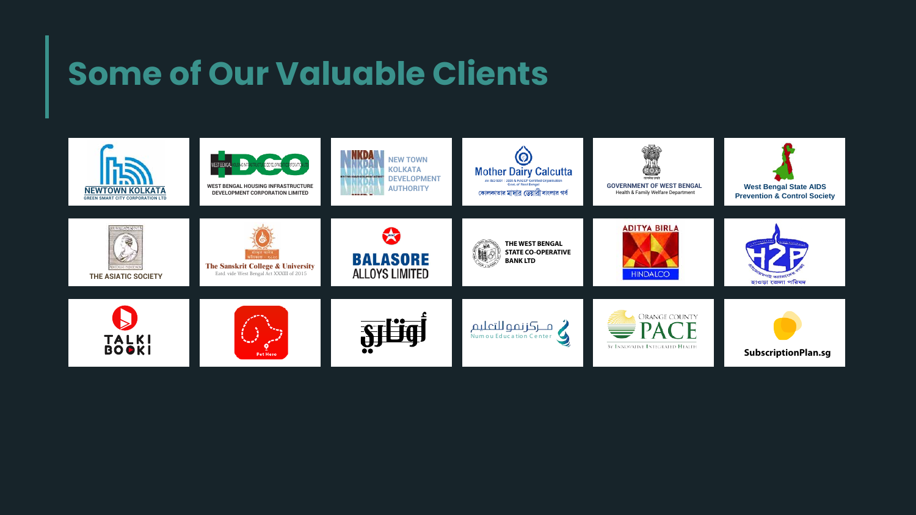# Some of Our Valuable Clients

NEWTOWN KOLKATA
GREEN SMART CITY CORPORATION LTD

WEST BENGAL HOUSING INFRASTRUCTURE DEVELOPMENT CORPORATION LIMITED

NKDA
NEW TOWN KOLKATA DEVELOPMENT AUTHORITY

Mother Dairy Calcutta
An ISO 9001 : 2008 & HACCP Certified Organisation
Govt. of West Bengal
কোলকাতার মাদার ডেয়ারী বাংলার গর্ব

GOVERNMENT OF WEST BENGAL
Health & Family Welfare Department

West Bengal State AIDS Prevention & Control Society

THE ASIATIC SOCIETY

The Sanskrit College & University
Estd. vide West Bengal Act XXXIII of 2015

BALASORE ALLOYS LIMITED

THE WEST BENGAL STATE CO-OPERATIVE BANK LTD

ADITYA BIRLA
HINDALCO

H2P
হাওড়া জেলা পরিষদ

TALKI BOOKI

Pet Hero

أوتاري

مـركزنمو للتعليم
Numou Education Center

ORANGE COUNTY PACE
BY INNOVATIVE INTEGRATED HEALTH

SubscriptionPlan.sg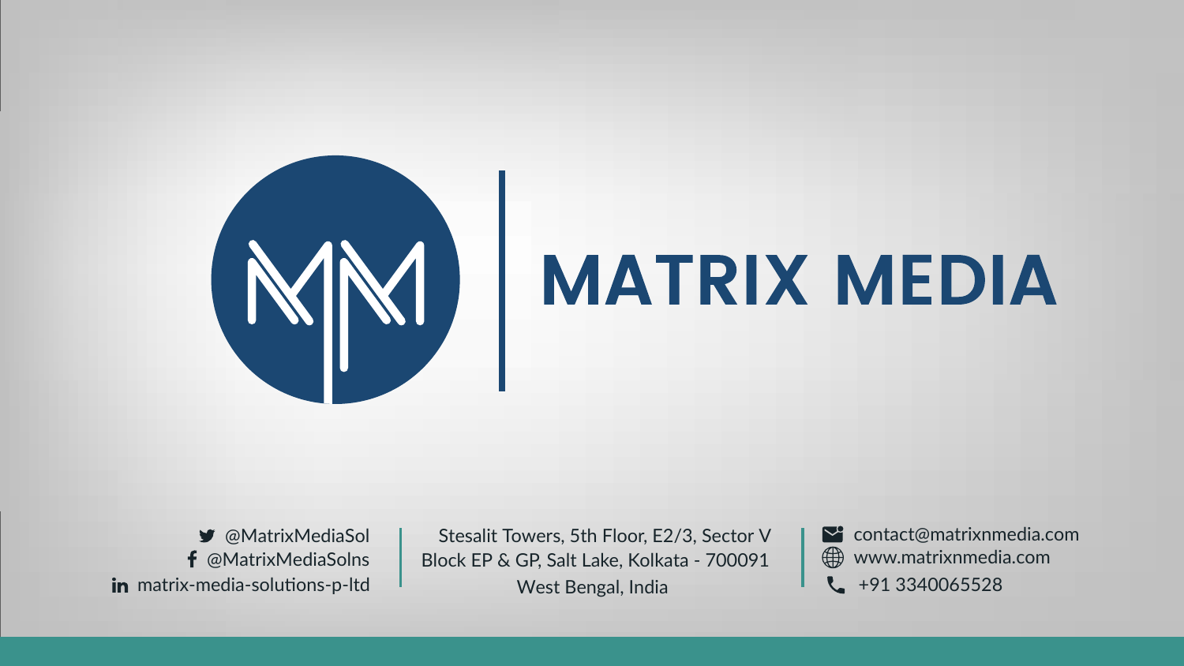# MATRIX MEDIA

@MatrixMediaSol
@MatrixMediaSolns
matrix-media-solutions-p-ltd

Stesalit Towers, 5th Floor, E2/3, Sector V
Block EP & GP, Salt Lake, Kolkata - 700091
West Bengal, India

contact@matrixnmedia.com
www.matrixnmedia.com
+91 3340065528